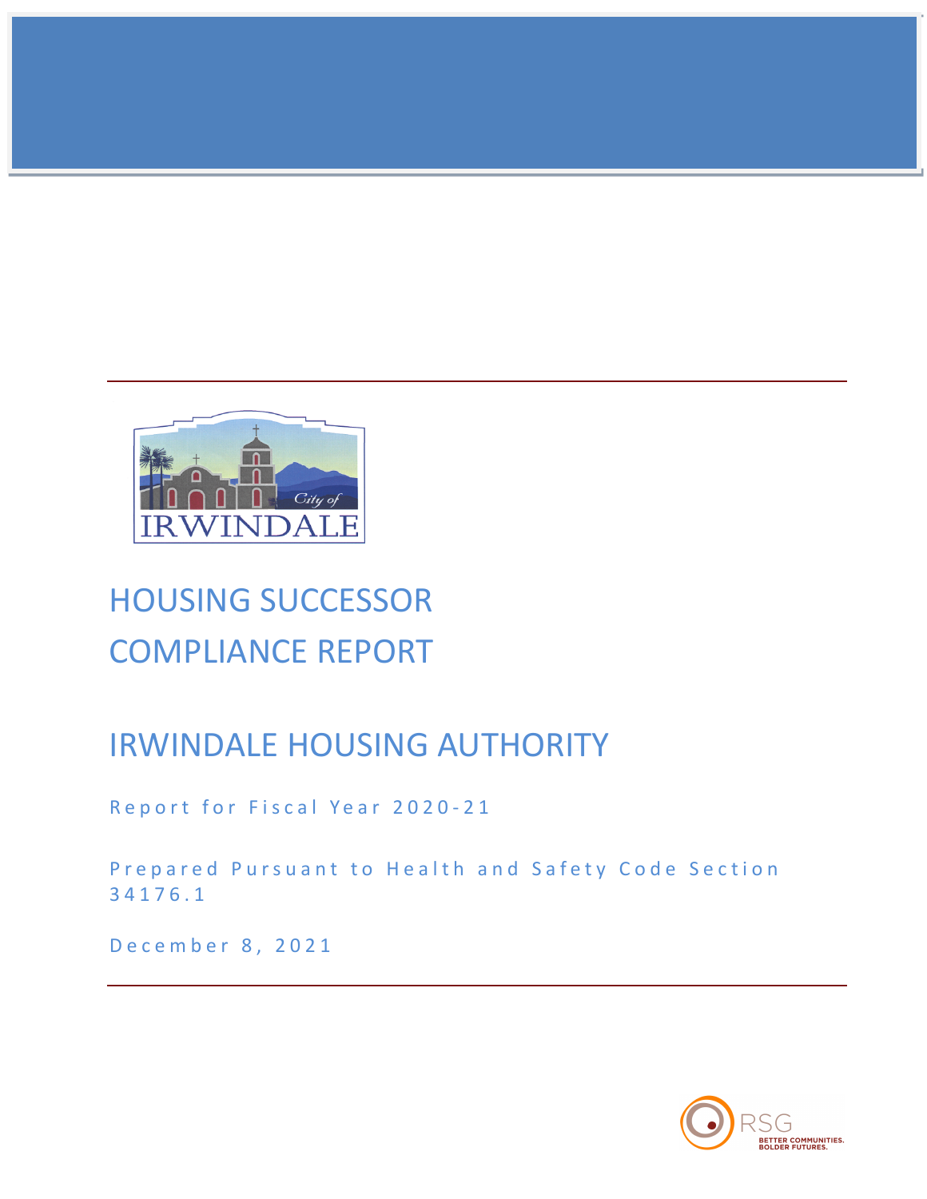# HOUSING SUCCESSOR COMPLIANCE REPORT

## IRWINDALE HOUSING AUTHORITY

Report for Fiscal Year 2020-21

Prepared Pursuant to Health and Safety Code Section 34176.1

December 8, 2021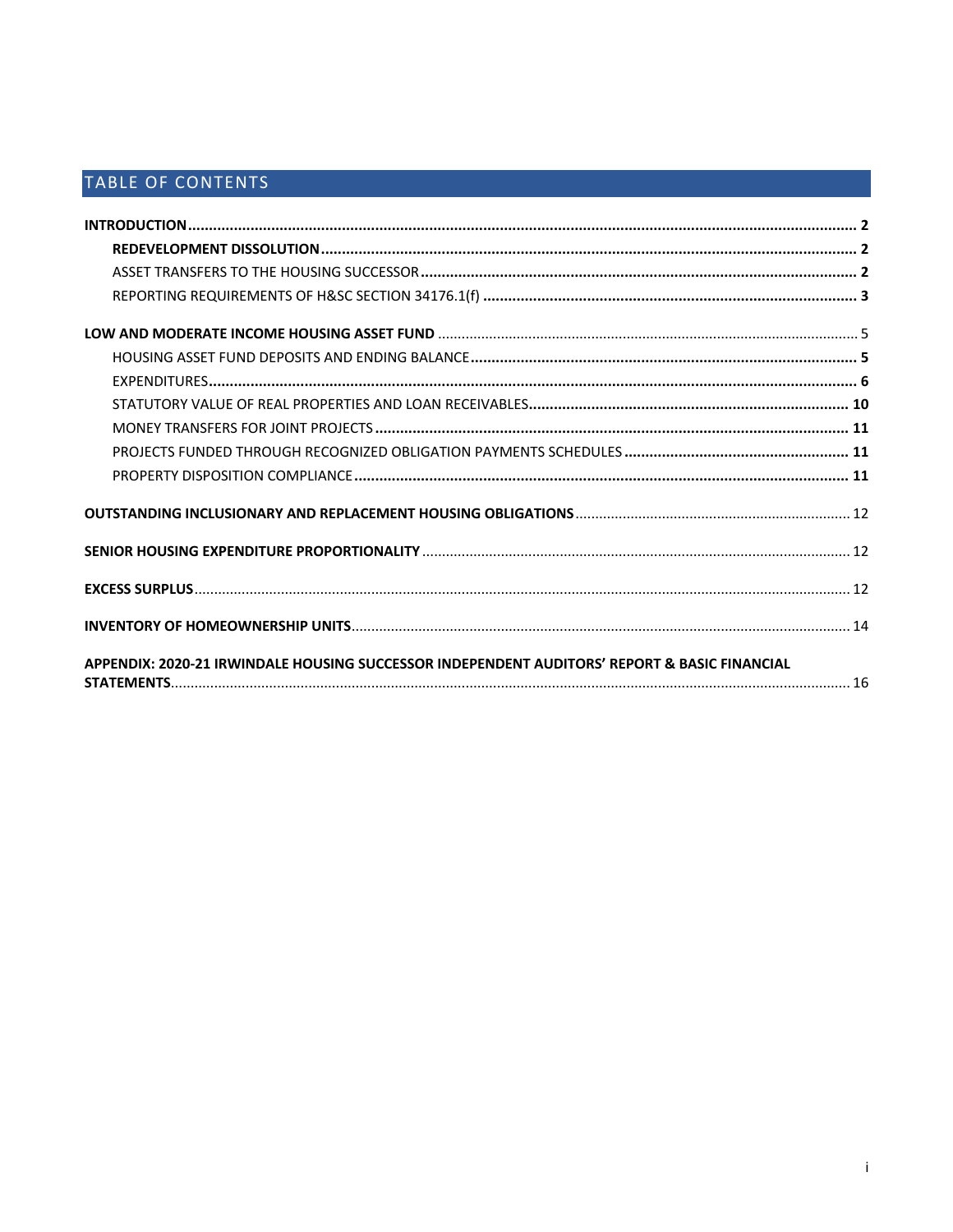# TABLE OF CONTENTS

**INTRODUCTION** .......... **2**

- **REDEVELOPMENT DISSOLUTION** .......... **2**
- ASSET TRANSFERS TO THE HOUSING SUCCESSOR .......... **2**
- REPORTING REQUIREMENTS OF H&SC SECTION 34176.1(f) .......... **3**

**LOW AND MODERATE INCOME HOUSING ASSET FUND** .......... 5

- HOUSING ASSET FUND DEPOSITS AND ENDING BALANCE .......... **5**
- EXPENDITURES .......... **6**
- STATUTORY VALUE OF REAL PROPERTIES AND LOAN RECEIVABLES .......... **10**
- MONEY TRANSFERS FOR JOINT PROJECTS .......... **11**
- PROJECTS FUNDED THROUGH RECOGNIZED OBLIGATION PAYMENTS SCHEDULES .......... **11**
- PROPERTY DISPOSITION COMPLIANCE .......... **11**

**OUTSTANDING INCLUSIONARY AND REPLACEMENT HOUSING OBLIGATIONS** .......... 12

**SENIOR HOUSING EXPENDITURE PROPORTIONALITY** .......... 12

**EXCESS SURPLUS** .......... 12

**INVENTORY OF HOMEOWNERSHIP UNITS** .......... 14

**APPENDIX: 2020-21 IRWINDALE HOUSING SUCCESSOR INDEPENDENT AUDITORS' REPORT & BASIC FINANCIAL STATEMENTS** .......... 16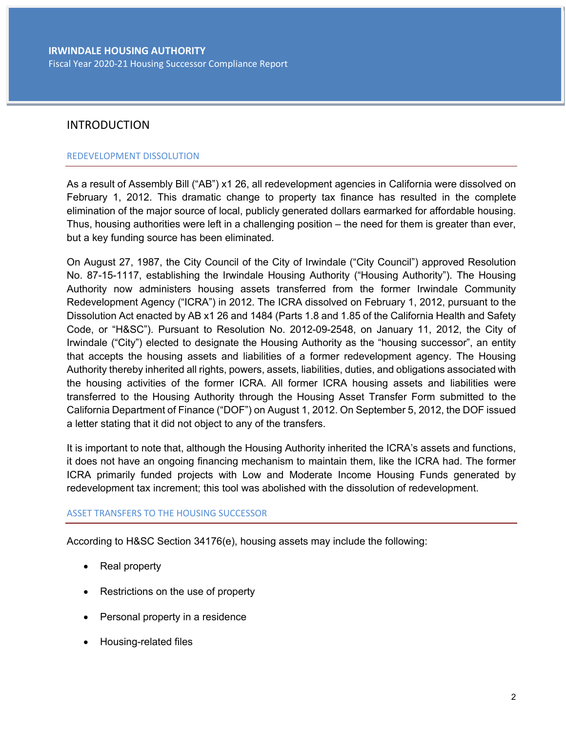# IRWINDALE HOUSING AUTHORITY

Fiscal Year 2020-21 Housing Successor Compliance Report

## INTRODUCTION

### REDEVELOPMENT DISSOLUTION

As a result of Assembly Bill ("AB") x1 26, all redevelopment agencies in California were dissolved on February 1, 2012. This dramatic change to property tax finance has resulted in the complete elimination of the major source of local, publicly generated dollars earmarked for affordable housing. Thus, housing authorities were left in a challenging position – the need for them is greater than ever, but a key funding source has been eliminated.

On August 27, 1987, the City Council of the City of Irwindale ("City Council") approved Resolution No. 87-15-1117, establishing the Irwindale Housing Authority ("Housing Authority"). The Housing Authority now administers housing assets transferred from the former Irwindale Community Redevelopment Agency ("ICRA") in 2012. The ICRA dissolved on February 1, 2012, pursuant to the Dissolution Act enacted by AB x1 26 and 1484 (Parts 1.8 and 1.85 of the California Health and Safety Code, or "H&SC"). Pursuant to Resolution No. 2012-09-2548, on January 11, 2012, the City of Irwindale ("City") elected to designate the Housing Authority as the "housing successor", an entity that accepts the housing assets and liabilities of a former redevelopment agency. The Housing Authority thereby inherited all rights, powers, assets, liabilities, duties, and obligations associated with the housing activities of the former ICRA. All former ICRA housing assets and liabilities were transferred to the Housing Authority through the Housing Asset Transfer Form submitted to the California Department of Finance ("DOF") on August 1, 2012. On September 5, 2012, the DOF issued a letter stating that it did not object to any of the transfers.

It is important to note that, although the Housing Authority inherited the ICRA's assets and functions, it does not have an ongoing financing mechanism to maintain them, like the ICRA had. The former ICRA primarily funded projects with Low and Moderate Income Housing Funds generated by redevelopment tax increment; this tool was abolished with the dissolution of redevelopment.

### ASSET TRANSFERS TO THE HOUSING SUCCESSOR

According to H&SC Section 34176(e), housing assets may include the following:

- Real property
- Restrictions on the use of property
- Personal property in a residence
- Housing-related files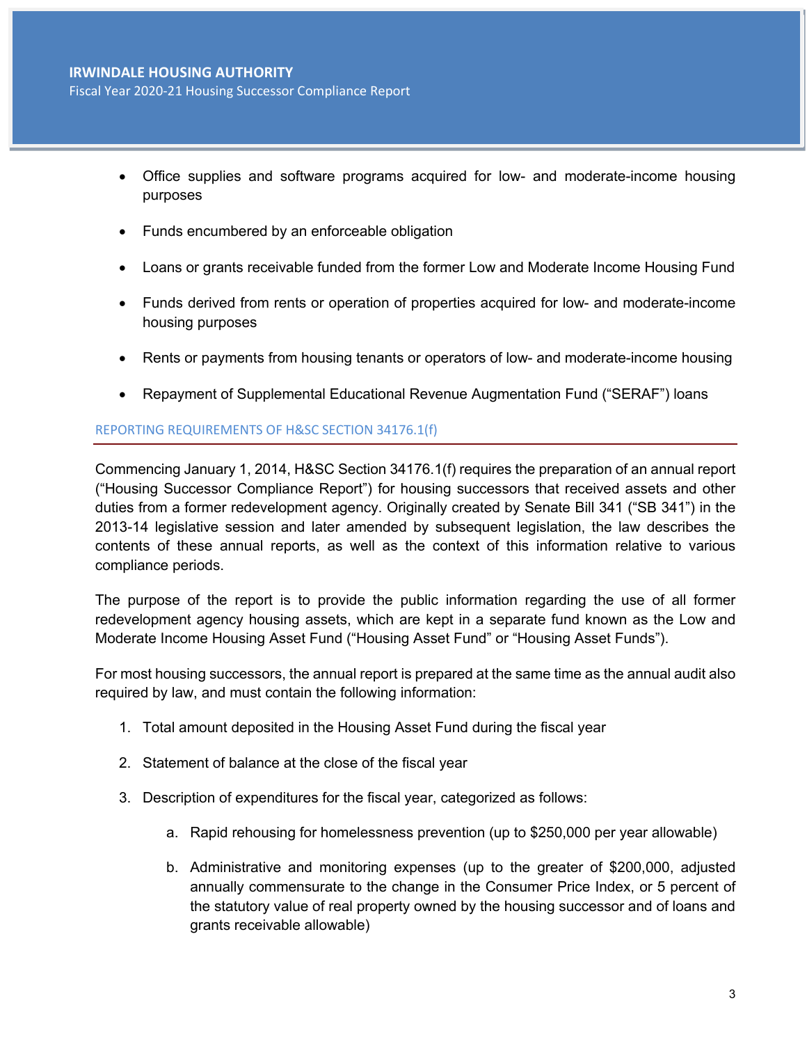- Office supplies and software programs acquired for low- and moderate-income housing purposes
- Funds encumbered by an enforceable obligation
- Loans or grants receivable funded from the former Low and Moderate Income Housing Fund
- Funds derived from rents or operation of properties acquired for low- and moderate-income housing purposes
- Rents or payments from housing tenants or operators of low- and moderate-income housing
- Repayment of Supplemental Educational Revenue Augmentation Fund ("SERAF") loans

## REPORTING REQUIREMENTS OF H&SC SECTION 34176.1(f)

Commencing January 1, 2014, H&SC Section 34176.1(f) requires the preparation of an annual report ("Housing Successor Compliance Report") for housing successors that received assets and other duties from a former redevelopment agency. Originally created by Senate Bill 341 ("SB 341") in the 2013-14 legislative session and later amended by subsequent legislation, the law describes the contents of these annual reports, as well as the context of this information relative to various compliance periods.

The purpose of the report is to provide the public information regarding the use of all former redevelopment agency housing assets, which are kept in a separate fund known as the Low and Moderate Income Housing Asset Fund ("Housing Asset Fund" or "Housing Asset Funds").

For most housing successors, the annual report is prepared at the same time as the annual audit also required by law, and must contain the following information:

1. Total amount deposited in the Housing Asset Fund during the fiscal year
2. Statement of balance at the close of the fiscal year
3. Description of expenditures for the fiscal year, categorized as follows:
   a. Rapid rehousing for homelessness prevention (up to $250,000 per year allowable)
   b. Administrative and monitoring expenses (up to the greater of $200,000, adjusted annually commensurate to the change in the Consumer Price Index, or 5 percent of the statutory value of real property owned by the housing successor and of loans and grants receivable allowable)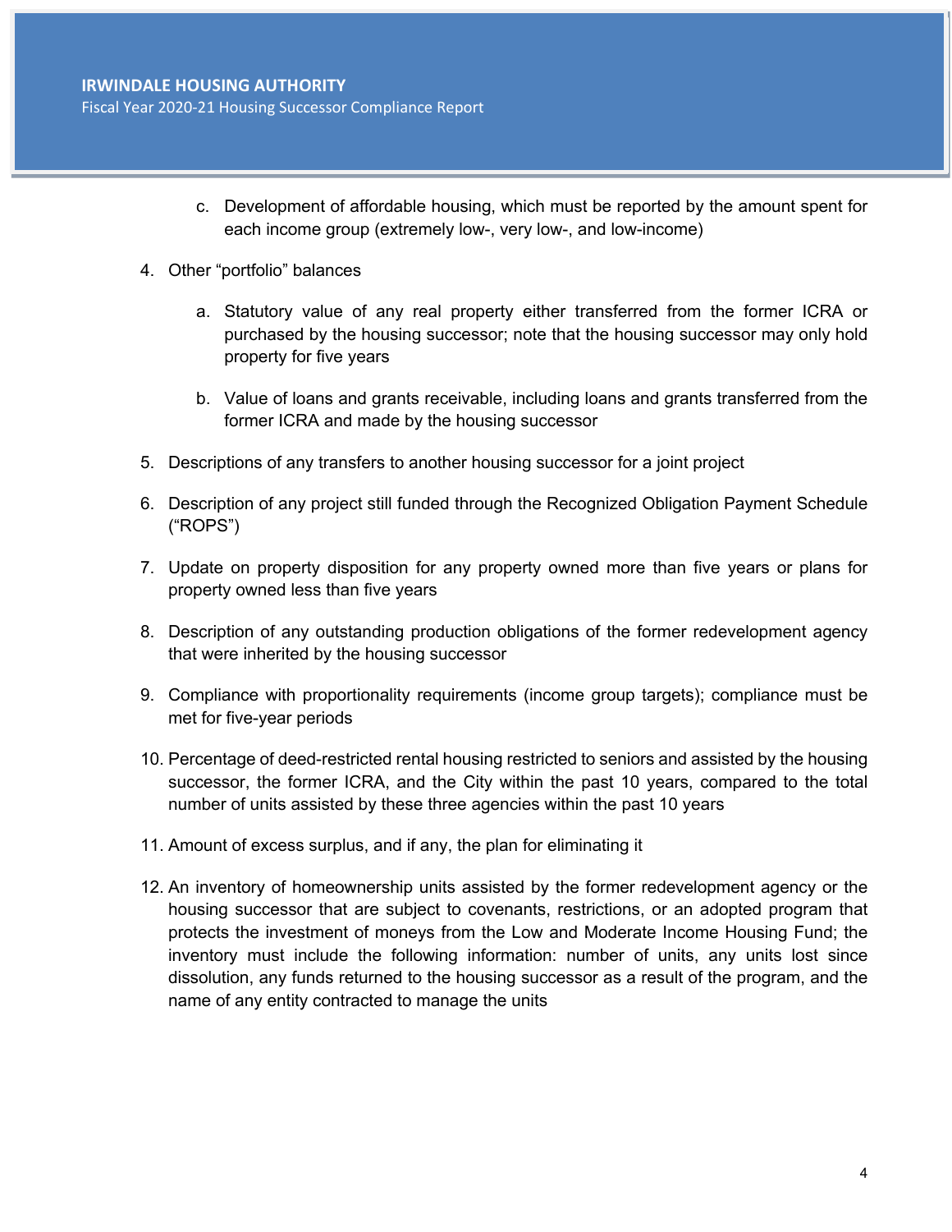c. Development of affordable housing, which must be reported by the amount spent for each income group (extremely low-, very low-, and low-income)

4. Other "portfolio" balances

   a. Statutory value of any real property either transferred from the former ICRA or purchased by the housing successor; note that the housing successor may only hold property for five years

   b. Value of loans and grants receivable, including loans and grants transferred from the former ICRA and made by the housing successor

5. Descriptions of any transfers to another housing successor for a joint project

6. Description of any project still funded through the Recognized Obligation Payment Schedule ("ROPS")

7. Update on property disposition for any property owned more than five years or plans for property owned less than five years

8. Description of any outstanding production obligations of the former redevelopment agency that were inherited by the housing successor

9. Compliance with proportionality requirements (income group targets); compliance must be met for five-year periods

10. Percentage of deed-restricted rental housing restricted to seniors and assisted by the housing successor, the former ICRA, and the City within the past 10 years, compared to the total number of units assisted by these three agencies within the past 10 years

11. Amount of excess surplus, and if any, the plan for eliminating it

12. An inventory of homeownership units assisted by the former redevelopment agency or the housing successor that are subject to covenants, restrictions, or an adopted program that protects the investment of moneys from the Low and Moderate Income Housing Fund; the inventory must include the following information: number of units, any units lost since dissolution, any funds returned to the housing successor as a result of the program, and the name of any entity contracted to manage the units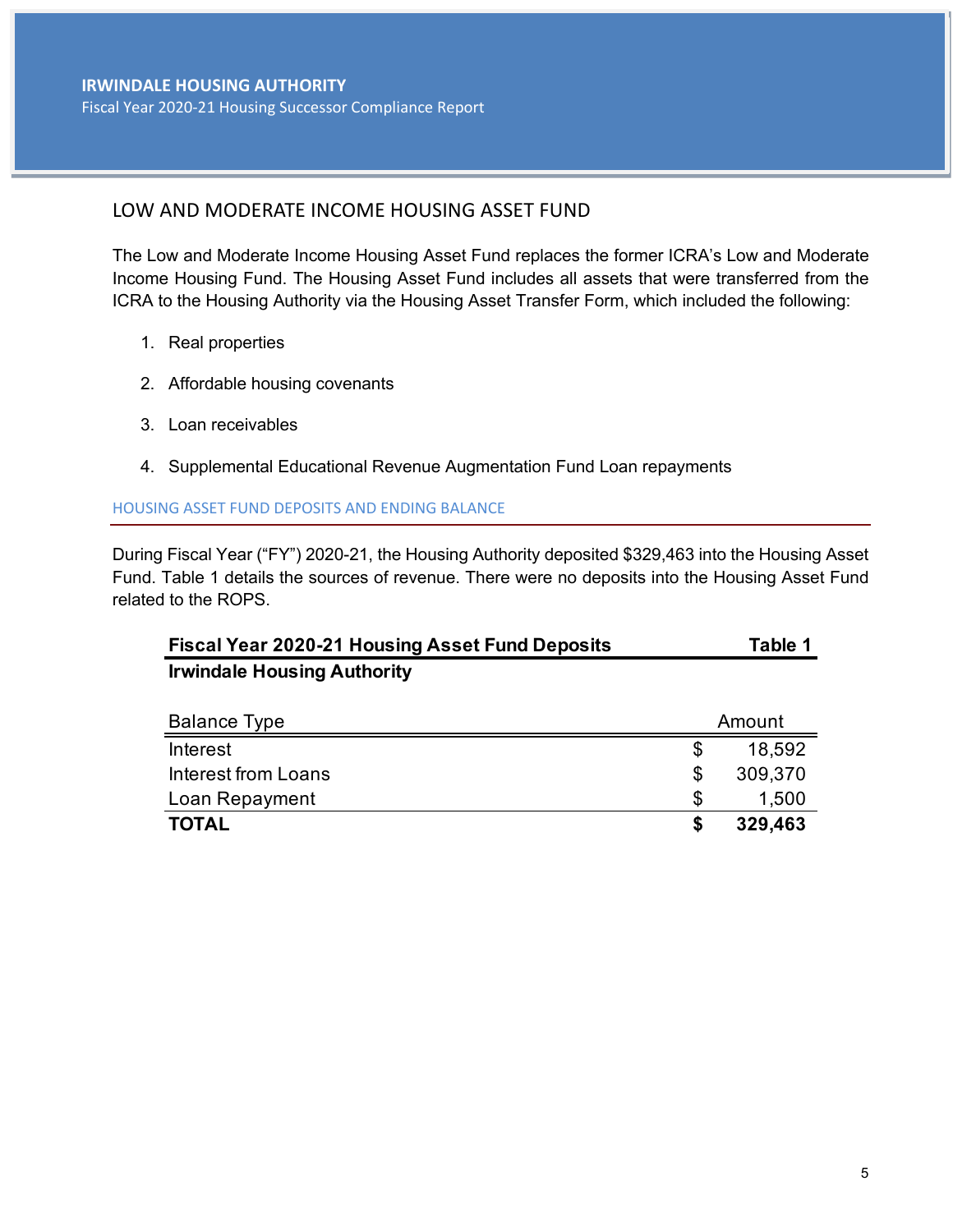## LOW AND MODERATE INCOME HOUSING ASSET FUND

The Low and Moderate Income Housing Asset Fund replaces the former ICRA's Low and Moderate Income Housing Fund. The Housing Asset Fund includes all assets that were transferred from the ICRA to the Housing Authority via the Housing Asset Transfer Form, which included the following:

1. Real properties
2. Affordable housing covenants
3. Loan receivables
4. Supplemental Educational Revenue Augmentation Fund Loan repayments

### HOUSING ASSET FUND DEPOSITS AND ENDING BALANCE

During Fiscal Year ("FY") 2020-21, the Housing Authority deposited $329,463 into the Housing Asset Fund. Table 1 details the sources of revenue. There were no deposits into the Housing Asset Fund related to the ROPS.

**Fiscal Year 2020-21 Housing Asset Fund Deposits** — **Table 1**
**Irwindale Housing Authority**

| Balance Type | Amount |
|---|---|
| Interest | $ 18,592 |
| Interest from Loans | $ 309,370 |
| Loan Repayment | $ 1,500 |
| **TOTAL** | **$ 329,463** |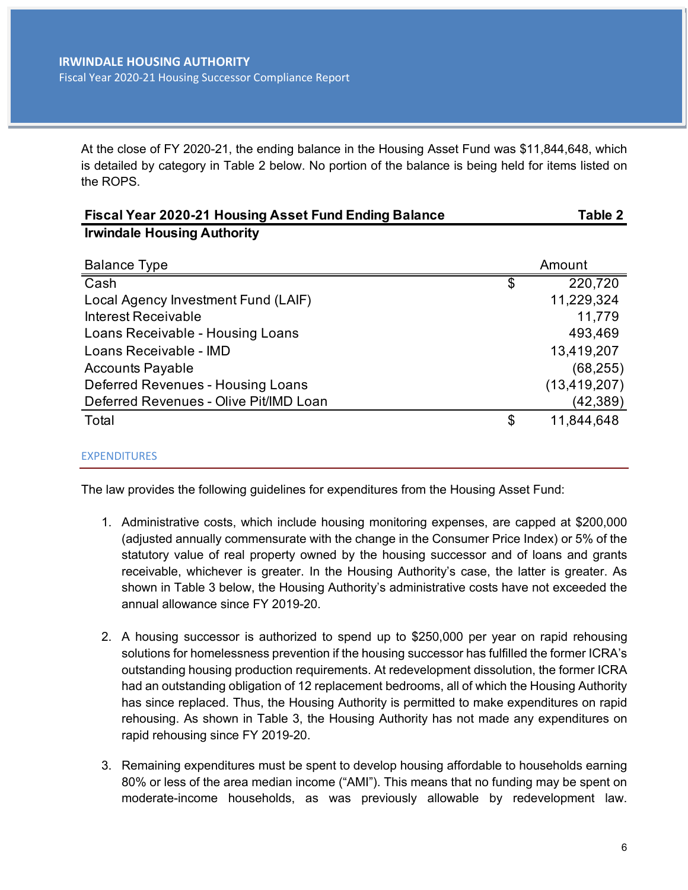At the close of FY 2020-21, the ending balance in the Housing Asset Fund was $11,844,648, which is detailed by category in Table 2 below. No portion of the balance is being held for items listed on the ROPS.

**Fiscal Year 2020-21 Housing Asset Fund Ending Balance** **Table 2**
**Irwindale Housing Authority**

| Balance Type | Amount |
|---|---|
| Cash | $ 220,720 |
| Local Agency Investment Fund (LAIF) | 11,229,324 |
| Interest Receivable | 11,779 |
| Loans Receivable - Housing Loans | 493,469 |
| Loans Receivable - IMD | 13,419,207 |
| Accounts Payable | (68,255) |
| Deferred Revenues - Housing Loans | (13,419,207) |
| Deferred Revenues - Olive Pit/IMD Loan | (42,389) |
| Total | $ 11,844,648 |

## EXPENDITURES

The law provides the following guidelines for expenditures from the Housing Asset Fund:

1. Administrative costs, which include housing monitoring expenses, are capped at $200,000 (adjusted annually commensurate with the change in the Consumer Price Index) or 5% of the statutory value of real property owned by the housing successor and of loans and grants receivable, whichever is greater. In the Housing Authority's case, the latter is greater. As shown in Table 3 below, the Housing Authority's administrative costs have not exceeded the annual allowance since FY 2019-20.

2. A housing successor is authorized to spend up to $250,000 per year on rapid rehousing solutions for homelessness prevention if the housing successor has fulfilled the former ICRA's outstanding housing production requirements. At redevelopment dissolution, the former ICRA had an outstanding obligation of 12 replacement bedrooms, all of which the Housing Authority has since replaced. Thus, the Housing Authority is permitted to make expenditures on rapid rehousing. As shown in Table 3, the Housing Authority has not made any expenditures on rapid rehousing since FY 2019-20.

3. Remaining expenditures must be spent to develop housing affordable to households earning 80% or less of the area median income ("AMI"). This means that no funding may be spent on moderate-income households, as was previously allowable by redevelopment law.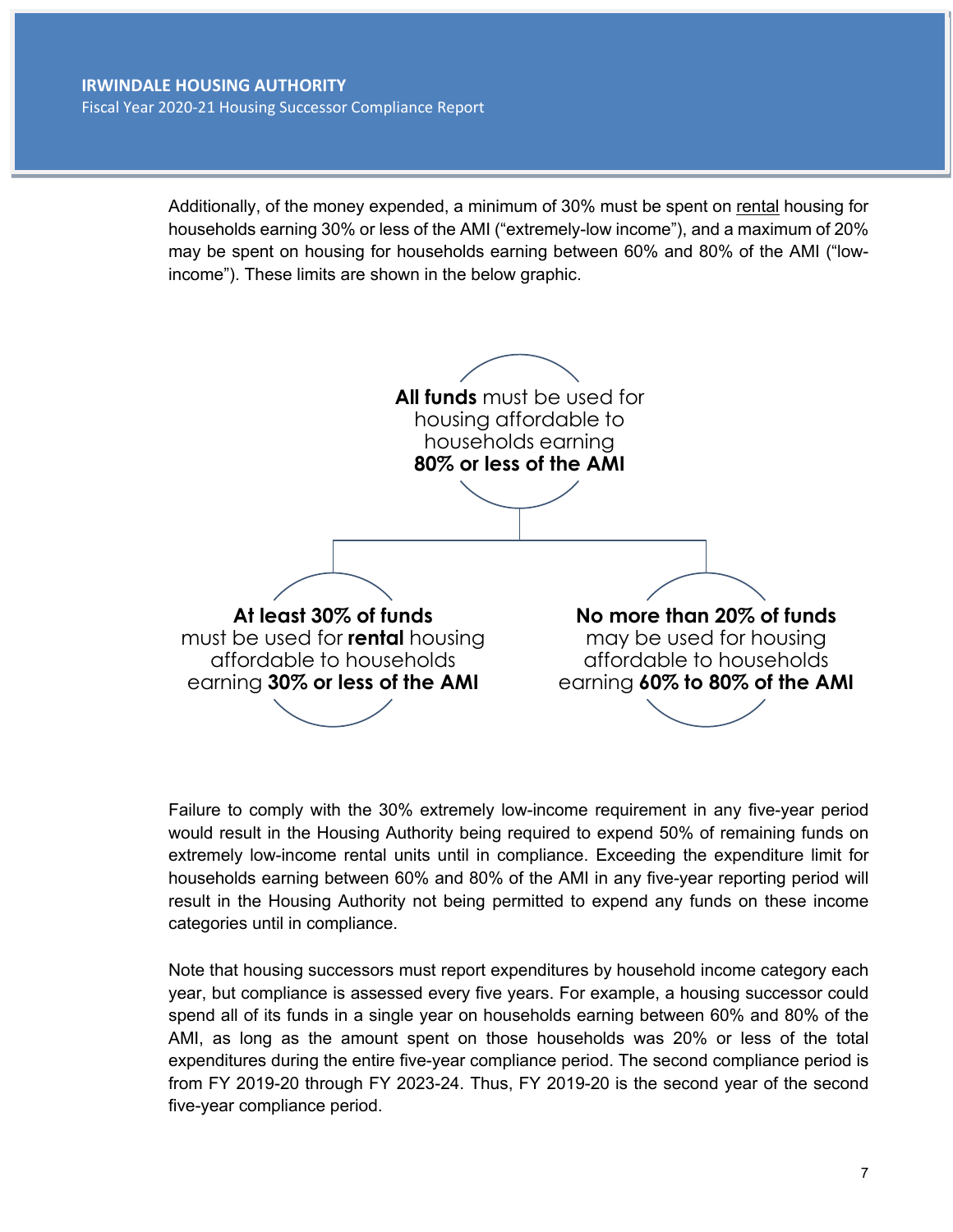Additionally, of the money expended, a minimum of 30% must be spent on rental housing for households earning 30% or less of the AMI ("extremely-low income"), and a maximum of 20% may be spent on housing for households earning between 60% and 80% of the AMI ("low-income"). These limits are shown in the below graphic.

**All funds** must be used for housing affordable to households earning **80% or less of the AMI**

**At least 30% of funds** must be used for **rental** housing affordable to households earning **30% or less of the AMI**

**No more than 20% of funds** may be used for housing affordable to households earning **60% to 80% of the AMI**

Failure to comply with the 30% extremely low-income requirement in any five-year period would result in the Housing Authority being required to expend 50% of remaining funds on extremely low-income rental units until in compliance. Exceeding the expenditure limit for households earning between 60% and 80% of the AMI in any five-year reporting period will result in the Housing Authority not being permitted to expend any funds on these income categories until in compliance.

Note that housing successors must report expenditures by household income category each year, but compliance is assessed every five years. For example, a housing successor could spend all of its funds in a single year on households earning between 60% and 80% of the AMI, as long as the amount spent on those households was 20% or less of the total expenditures during the entire five-year compliance period. The second compliance period is from FY 2019-20 through FY 2023-24. Thus, FY 2019-20 is the second year of the second five-year compliance period.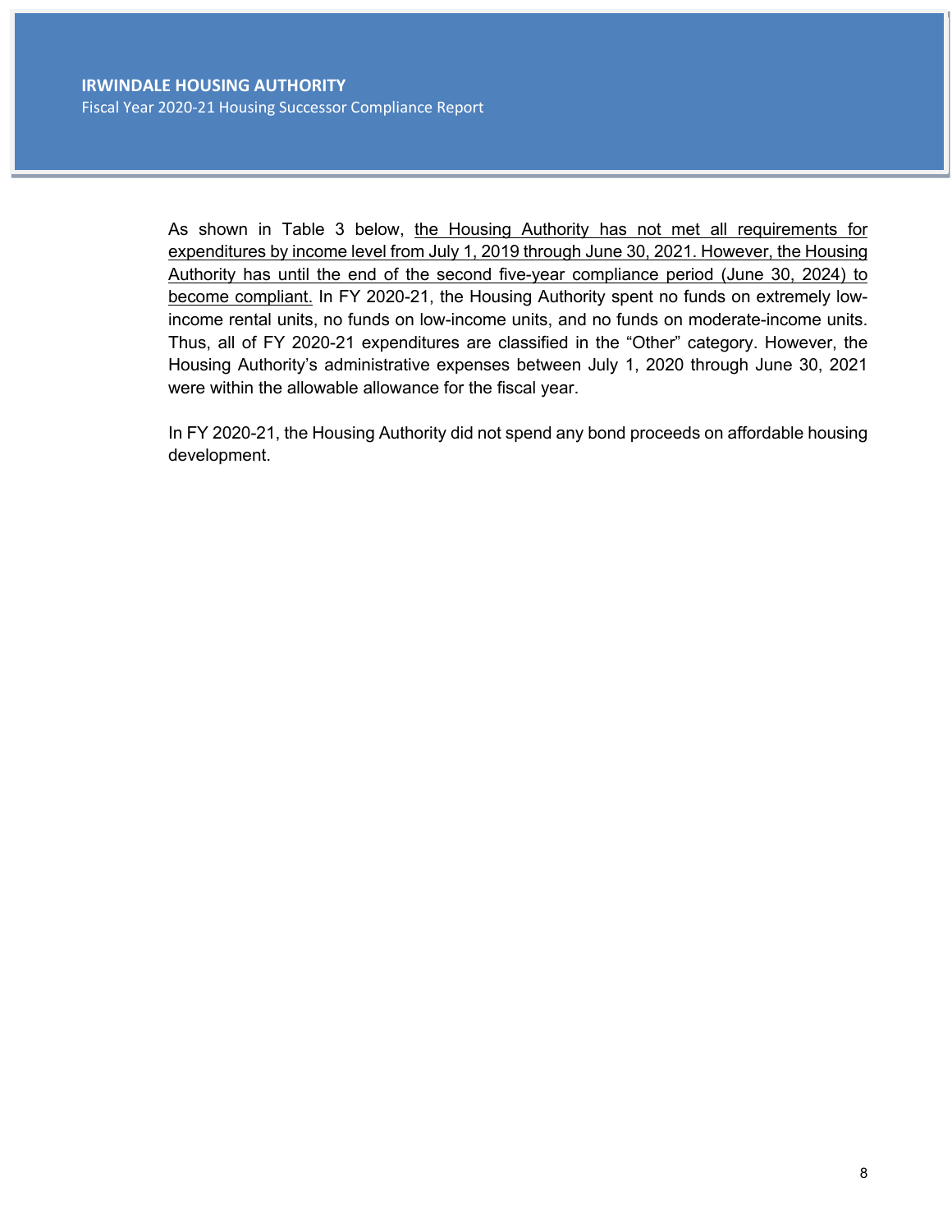As shown in Table 3 below, <u>the Housing Authority has not met all requirements for expenditures by income level from July 1, 2019 through June 30, 2021. However, the Housing Authority has until the end of the second five-year compliance period (June 30, 2024) to become compliant.</u> In FY 2020-21, the Housing Authority spent no funds on extremely low-income rental units, no funds on low-income units, and no funds on moderate-income units. Thus, all of FY 2020-21 expenditures are classified in the "Other" category. However, the Housing Authority's administrative expenses between July 1, 2020 through June 30, 2021 were within the allowable allowance for the fiscal year.

In FY 2020-21, the Housing Authority did not spend any bond proceeds on affordable housing development.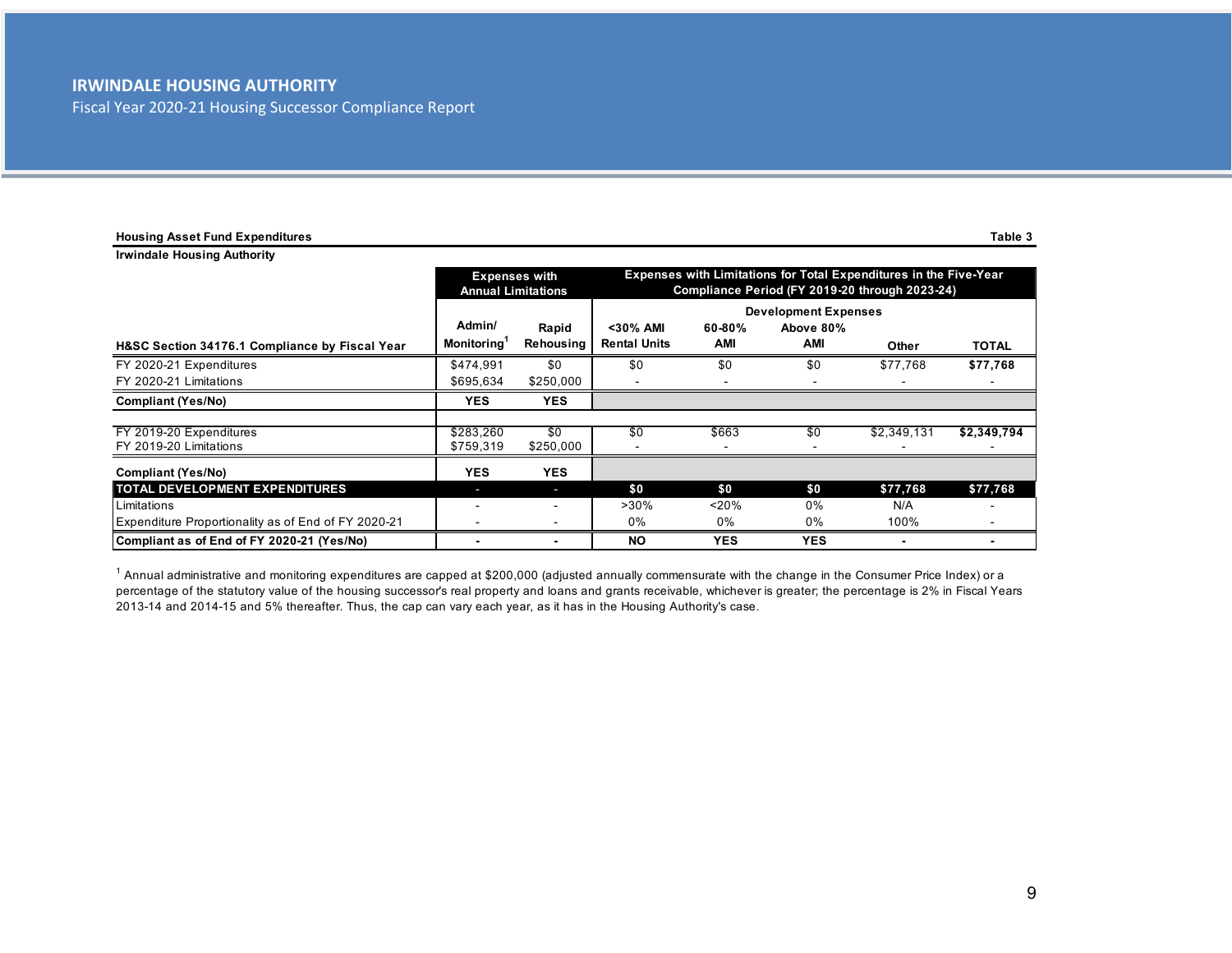# IRWINDALE HOUSING AUTHORITY

Fiscal Year 2020-21 Housing Successor Compliance Report

**Housing Asset Fund Expenditures** **Table 3**

**Irwindale Housing Authority**

| | Expenses with Annual Limitations | | Expenses with Limitations for Total Expenditures in the Five-Year Compliance Period (FY 2019-20 through 2023-24) | | | | |
|---|---|---|---|---|---|---|---|
| | | | Development Expenses | | | | |
| **H&SC Section 34176.1 Compliance by Fiscal Year** | **Admin/ Monitoring[1]** | **Rapid Rehousing** | **<30% AMI Rental Units** | **60-80% AMI** | **Above 80% AMI** | **Other** | **TOTAL** |
| FY 2020-21 Expenditures | $474,991 | $0 | $0 | $0 | $0 | $77,768 | **$77,768** |
| FY 2020-21 Limitations | $695,634 | $250,000 | - | - | - | - | - |
| **Compliant (Yes/No)** | **YES** | **YES** | | | | | |
| FY 2019-20 Expenditures | $283,260 | $0 | $0 | $663 | $0 | $2,349,131 | **$2,349,794** |
| FY 2019-20 Limitations | $759,319 | $250,000 | - | - | - | - | - |
| **Compliant (Yes/No)** | **YES** | **YES** | | | | | |
| **TOTAL DEVELOPMENT EXPENDITURES** | - | - | **$0** | **$0** | **$0** | **$77,768** | **$77,768** |
| Limitations | - | - | >30% | <20% | 0% | N/A | - |
| Expenditure Proportionality as of End of FY 2020-21 | - | - | 0% | 0% | 0% | 100% | - |
| **Compliant as of End of FY 2020-21 (Yes/No)** | **-** | **-** | **NO** | **YES** | **YES** | **-** | **-** |

[1] Annual administrative and monitoring expenditures are capped at $200,000 (adjusted annually commensurate with the change in the Consumer Price Index) or a percentage of the statutory value of the housing successor's real property and loans and grants receivable, whichever is greater; the percentage is 2% in Fiscal Years 2013-14 and 2014-15 and 5% thereafter. Thus, the cap can vary each year, as it has in the Housing Authority's case.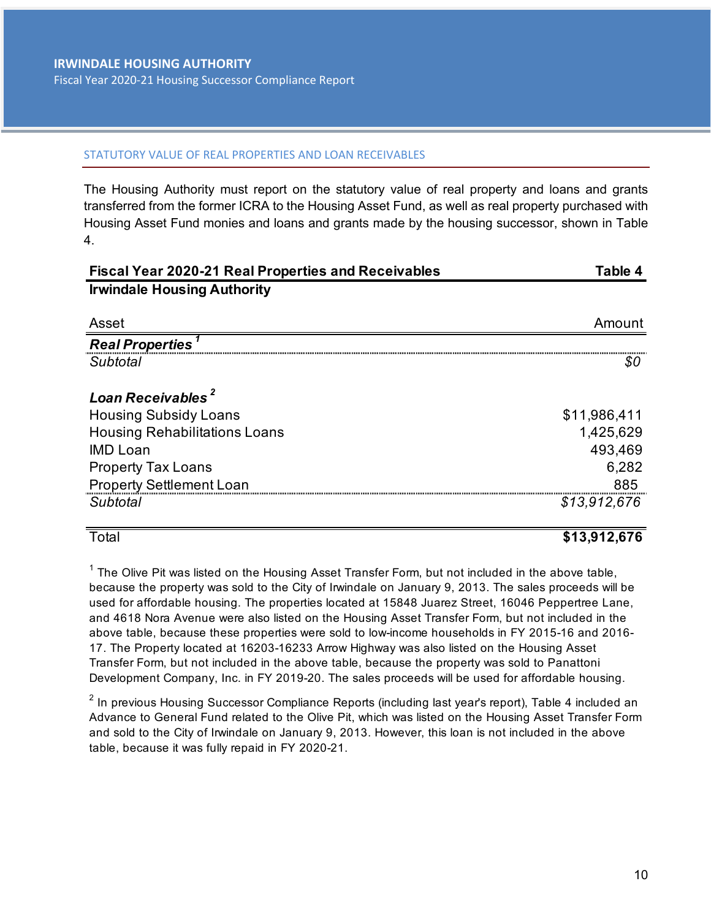## STATUTORY VALUE OF REAL PROPERTIES AND LOAN RECEIVABLES

The Housing Authority must report on the statutory value of real property and loans and grants transferred from the former ICRA to the Housing Asset Fund, as well as real property purchased with Housing Asset Fund monies and loans and grants made by the housing successor, shown in Table 4.

**Fiscal Year 2020-21 Real Properties and Receivables** — **Table 4**
**Irwindale Housing Authority**

| Asset | Amount |
|---|---|
| ***Real Properties*** [1] | |
| *Subtotal* | *$0* |
| | |
| ***Loan Receivables*** [2] | |
| Housing Subsidy Loans | $11,986,411 |
| Housing Rehabilitations Loans | 1,425,629 |
| IMD Loan | 493,469 |
| Property Tax Loans | 6,282 |
| Property Settlement Loan | 885 |
| *Subtotal* | *$13,912,676* |
| | |
| Total | **$13,912,676** |

[1] The Olive Pit was listed on the Housing Asset Transfer Form, but not included in the above table, because the property was sold to the City of Irwindale on January 9, 2013. The sales proceeds will be used for affordable housing. The properties located at 15848 Juarez Street, 16046 Peppertree Lane, and 4618 Nora Avenue were also listed on the Housing Asset Transfer Form, but not included in the above table, because these properties were sold to low-income households in FY 2015-16 and 2016-17. The Property located at 16203-16233 Arrow Highway was also listed on the Housing Asset Transfer Form, but not included in the above table, because the property was sold to Panattoni Development Company, Inc. in FY 2019-20. The sales proceeds will be used for affordable housing.

[2] In previous Housing Successor Compliance Reports (including last year's report), Table 4 included an Advance to General Fund related to the Olive Pit, which was listed on the Housing Asset Transfer Form and sold to the City of Irwindale on January 9, 2013. However, this loan is not included in the above table, because it was fully repaid in FY 2020-21.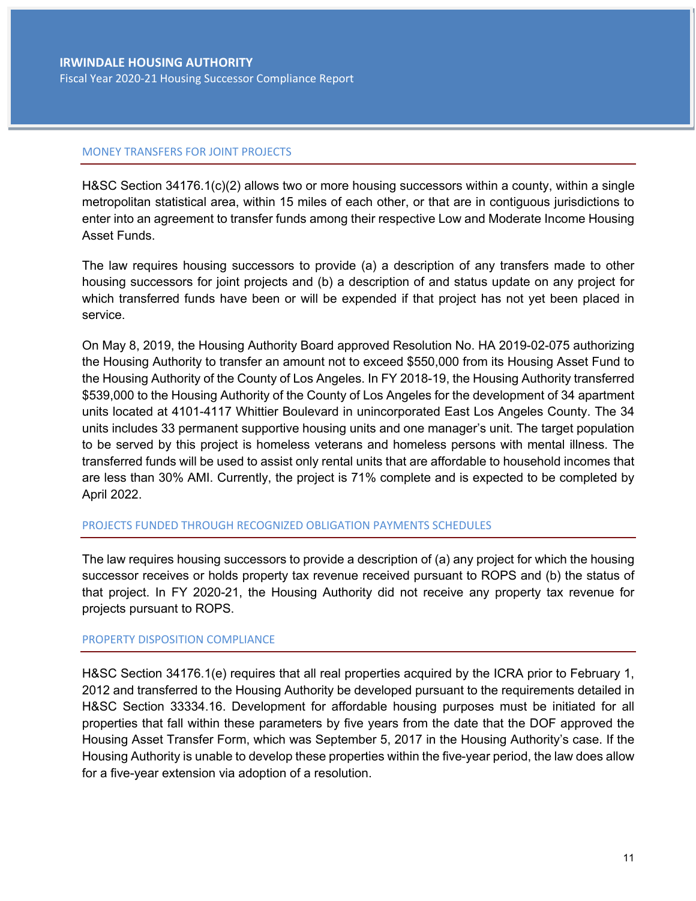## MONEY TRANSFERS FOR JOINT PROJECTS

H&SC Section 34176.1(c)(2) allows two or more housing successors within a county, within a single metropolitan statistical area, within 15 miles of each other, or that are in contiguous jurisdictions to enter into an agreement to transfer funds among their respective Low and Moderate Income Housing Asset Funds.

The law requires housing successors to provide (a) a description of any transfers made to other housing successors for joint projects and (b) a description of and status update on any project for which transferred funds have been or will be expended if that project has not yet been placed in service.

On May 8, 2019, the Housing Authority Board approved Resolution No. HA 2019-02-075 authorizing the Housing Authority to transfer an amount not to exceed $550,000 from its Housing Asset Fund to the Housing Authority of the County of Los Angeles. In FY 2018-19, the Housing Authority transferred $539,000 to the Housing Authority of the County of Los Angeles for the development of 34 apartment units located at 4101-4117 Whittier Boulevard in unincorporated East Los Angeles County. The 34 units includes 33 permanent supportive housing units and one manager's unit. The target population to be served by this project is homeless veterans and homeless persons with mental illness. The transferred funds will be used to assist only rental units that are affordable to household incomes that are less than 30% AMI. Currently, the project is 71% complete and is expected to be completed by April 2022.

## PROJECTS FUNDED THROUGH RECOGNIZED OBLIGATION PAYMENTS SCHEDULES

The law requires housing successors to provide a description of (a) any project for which the housing successor receives or holds property tax revenue received pursuant to ROPS and (b) the status of that project. In FY 2020-21, the Housing Authority did not receive any property tax revenue for projects pursuant to ROPS.

## PROPERTY DISPOSITION COMPLIANCE

H&SC Section 34176.1(e) requires that all real properties acquired by the ICRA prior to February 1, 2012 and transferred to the Housing Authority be developed pursuant to the requirements detailed in H&SC Section 33334.16. Development for affordable housing purposes must be initiated for all properties that fall within these parameters by five years from the date that the DOF approved the Housing Asset Transfer Form, which was September 5, 2017 in the Housing Authority's case. If the Housing Authority is unable to develop these properties within the five-year period, the law does allow for a five-year extension via adoption of a resolution.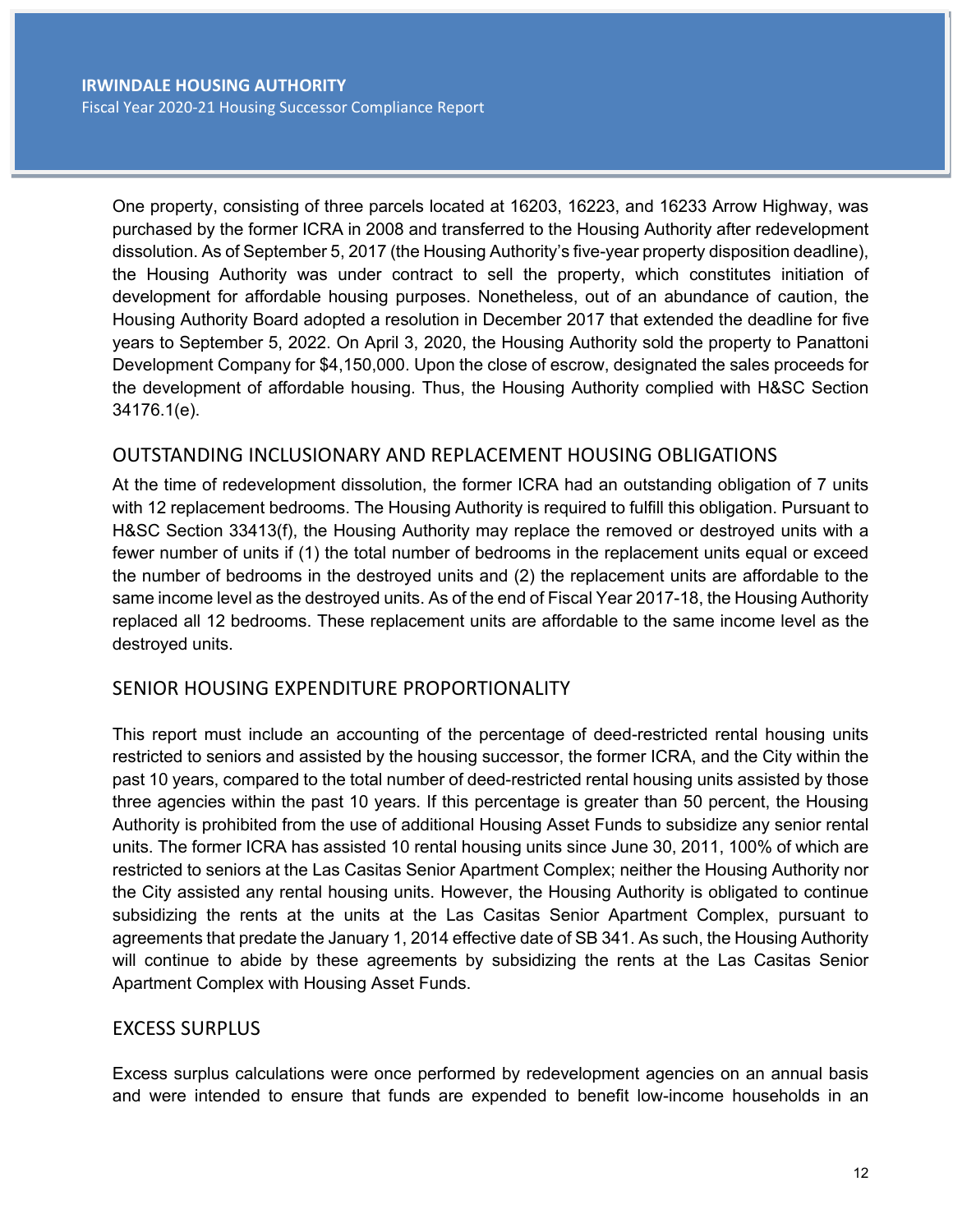One property, consisting of three parcels located at 16203, 16223, and 16233 Arrow Highway, was purchased by the former ICRA in 2008 and transferred to the Housing Authority after redevelopment dissolution. As of September 5, 2017 (the Housing Authority's five-year property disposition deadline), the Housing Authority was under contract to sell the property, which constitutes initiation of development for affordable housing purposes. Nonetheless, out of an abundance of caution, the Housing Authority Board adopted a resolution in December 2017 that extended the deadline for five years to September 5, 2022. On April 3, 2020, the Housing Authority sold the property to Panattoni Development Company for $4,150,000. Upon the close of escrow, designated the sales proceeds for the development of affordable housing. Thus, the Housing Authority complied with H&SC Section 34176.1(e).

## OUTSTANDING INCLUSIONARY AND REPLACEMENT HOUSING OBLIGATIONS

At the time of redevelopment dissolution, the former ICRA had an outstanding obligation of 7 units with 12 replacement bedrooms. The Housing Authority is required to fulfill this obligation. Pursuant to H&SC Section 33413(f), the Housing Authority may replace the removed or destroyed units with a fewer number of units if (1) the total number of bedrooms in the replacement units equal or exceed the number of bedrooms in the destroyed units and (2) the replacement units are affordable to the same income level as the destroyed units. As of the end of Fiscal Year 2017-18, the Housing Authority replaced all 12 bedrooms. These replacement units are affordable to the same income level as the destroyed units.

## SENIOR HOUSING EXPENDITURE PROPORTIONALITY

This report must include an accounting of the percentage of deed-restricted rental housing units restricted to seniors and assisted by the housing successor, the former ICRA, and the City within the past 10 years, compared to the total number of deed-restricted rental housing units assisted by those three agencies within the past 10 years. If this percentage is greater than 50 percent, the Housing Authority is prohibited from the use of additional Housing Asset Funds to subsidize any senior rental units. The former ICRA has assisted 10 rental housing units since June 30, 2011, 100% of which are restricted to seniors at the Las Casitas Senior Apartment Complex; neither the Housing Authority nor the City assisted any rental housing units. However, the Housing Authority is obligated to continue subsidizing the rents at the units at the Las Casitas Senior Apartment Complex, pursuant to agreements that predate the January 1, 2014 effective date of SB 341. As such, the Housing Authority will continue to abide by these agreements by subsidizing the rents at the Las Casitas Senior Apartment Complex with Housing Asset Funds.

## EXCESS SURPLUS

Excess surplus calculations were once performed by redevelopment agencies on an annual basis and were intended to ensure that funds are expended to benefit low-income households in an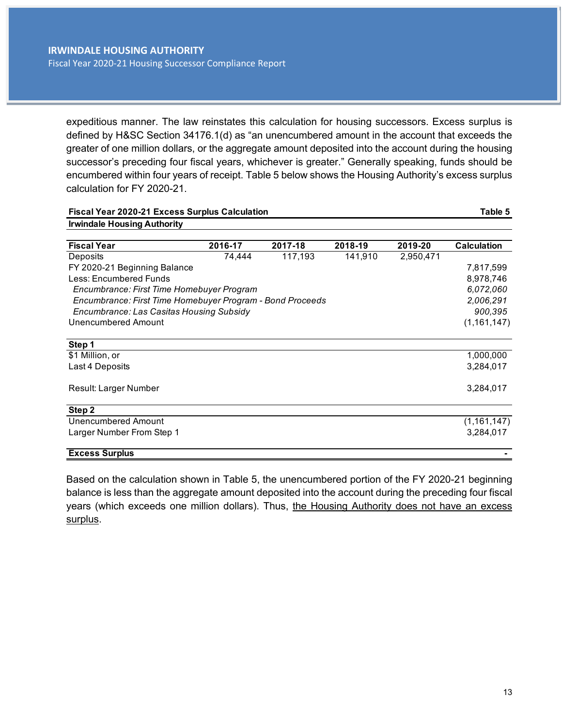expeditious manner. The law reinstates this calculation for housing successors. Excess surplus is defined by H&SC Section 34176.1(d) as "an unencumbered amount in the account that exceeds the greater of one million dollars, or the aggregate amount deposited into the account during the housing successor's preceding four fiscal years, whichever is greater." Generally speaking, funds should be encumbered within four years of receipt. Table 5 below shows the Housing Authority's excess surplus calculation for FY 2020-21.

**Fiscal Year 2020-21 Excess Surplus Calculation** — **Table 5**

**Irwindale Housing Authority**

| **Fiscal Year** | **2016-17** | **2017-18** | **2018-19** | **2019-20** | **Calculation** |
|---|---|---|---|---|---|
| Deposits | 74,444 | 117,193 | 141,910 | 2,950,471 | |
| FY 2020-21 Beginning Balance | | | | | 7,817,599 |
| Less: Encumbered Funds | | | | | 8,978,746 |
| *Encumbrance: First Time Homebuyer Program* | | | | | *6,072,060* |
| *Encumbrance: First Time Homebuyer Program - Bond Proceeds* | | | | | *2,006,291* |
| *Encumbrance: Las Casitas Housing Subsidy* | | | | | *900,395* |
| Unencumbered Amount | | | | | (1,161,147) |
| **Step 1** | | | | | |
| $1 Million, or | | | | | 1,000,000 |
| Last 4 Deposits | | | | | 3,284,017 |
| Result: Larger Number | | | | | 3,284,017 |
| **Step 2** | | | | | |
| Unencumbered Amount | | | | | (1,161,147) |
| Larger Number From Step 1 | | | | | 3,284,017 |
| **Excess Surplus** | | | | | **-** |

Based on the calculation shown in Table 5, the unencumbered portion of the FY 2020-21 beginning balance is less than the aggregate amount deposited into the account during the preceding four fiscal years (which exceeds one million dollars). Thus, <u>the Housing Authority does not have an excess surplus</u>.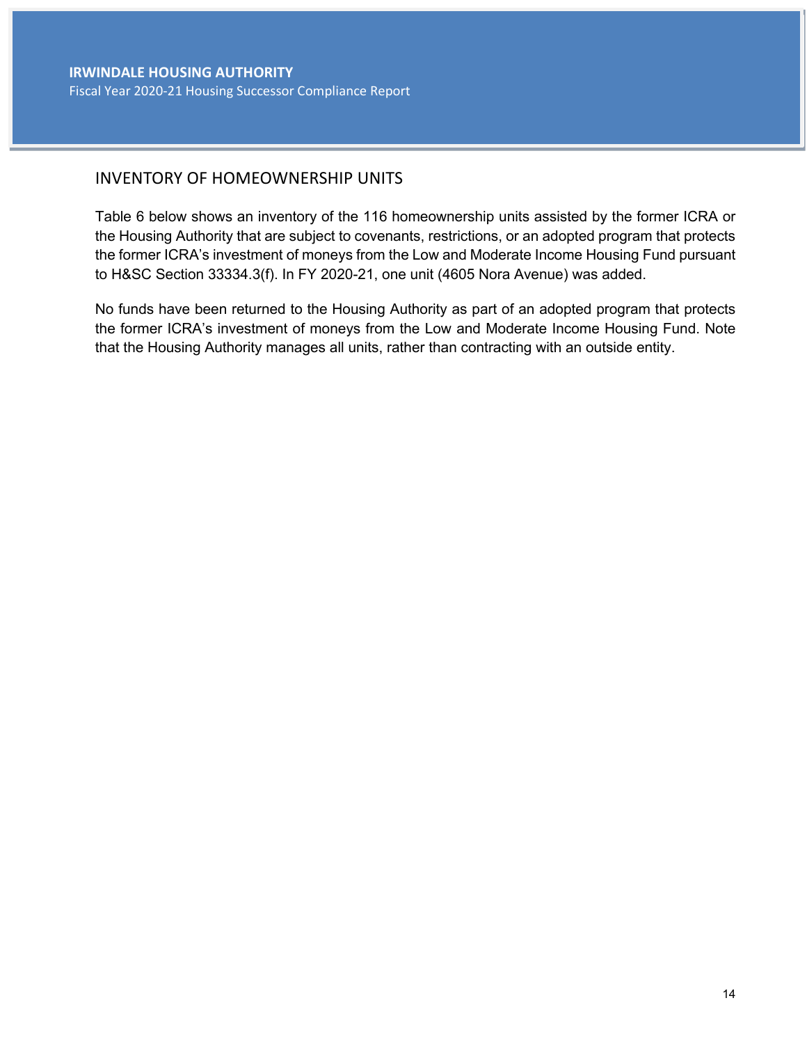## INVENTORY OF HOMEOWNERSHIP UNITS

Table 6 below shows an inventory of the 116 homeownership units assisted by the former ICRA or the Housing Authority that are subject to covenants, restrictions, or an adopted program that protects the former ICRA's investment of moneys from the Low and Moderate Income Housing Fund pursuant to H&SC Section 33334.3(f). In FY 2020-21, one unit (4605 Nora Avenue) was added.

No funds have been returned to the Housing Authority as part of an adopted program that protects the former ICRA's investment of moneys from the Low and Moderate Income Housing Fund. Note that the Housing Authority manages all units, rather than contracting with an outside entity.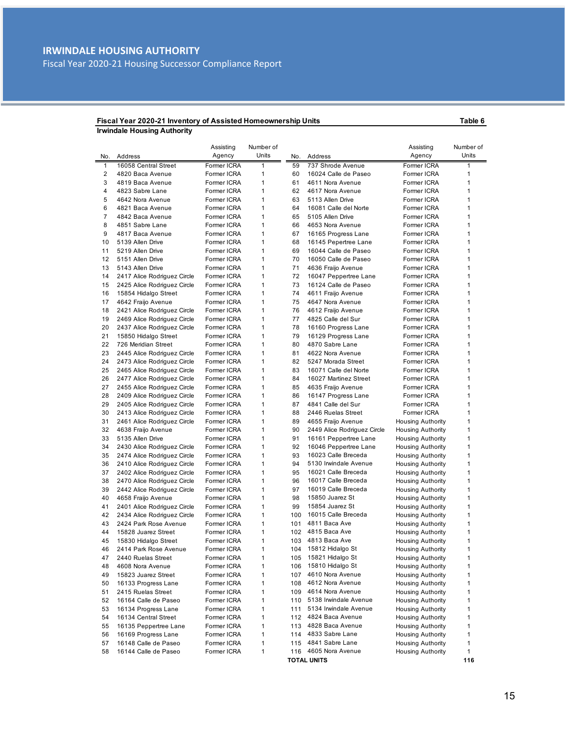## IRWINDALE HOUSING AUTHORITY

Fiscal Year 2020-21 Housing Successor Compliance Report

**Fiscal Year 2020-21 Inventory of Assisted Homeownership Units** — **Table 6**

**Irwindale Housing Authority**

| No. | Address | Assisting Agency | Number of Units | No. | Address | Assisting Agency | Number of Units |
|---|---|---|---|---|---|---|---|
| 1 | 16058 Central Street | Former ICRA | 1 | 59 | 737 Shrode Avenue | Former ICRA | 1 |
| 2 | 4820 Baca Avenue | Former ICRA | 1 | 60 | 16024 Calle de Paseo | Former ICRA | 1 |
| 3 | 4819 Baca Avenue | Former ICRA | 1 | 61 | 4611 Nora Avenue | Former ICRA | 1 |
| 4 | 4823 Sabre Lane | Former ICRA | 1 | 62 | 4617 Nora Avenue | Former ICRA | 1 |
| 5 | 4642 Nora Avenue | Former ICRA | 1 | 63 | 5113 Allen Drive | Former ICRA | 1 |
| 6 | 4821 Baca Avenue | Former ICRA | 1 | 64 | 16081 Calle del Norte | Former ICRA | 1 |
| 7 | 4842 Baca Avenue | Former ICRA | 1 | 65 | 5105 Allen Drive | Former ICRA | 1 |
| 8 | 4851 Sabre Lane | Former ICRA | 1 | 66 | 4653 Nora Avenue | Former ICRA | 1 |
| 9 | 4817 Baca Avenue | Former ICRA | 1 | 67 | 16165 Progress Lane | Former ICRA | 1 |
| 10 | 5139 Allen Drive | Former ICRA | 1 | 68 | 16145 Pepertree Lane | Former ICRA | 1 |
| 11 | 5219 Allen Drive | Former ICRA | 1 | 69 | 16044 Calle de Paseo | Former ICRA | 1 |
| 12 | 5151 Allen Drive | Former ICRA | 1 | 70 | 16050 Calle de Paseo | Former ICRA | 1 |
| 13 | 5143 Allen Drive | Former ICRA | 1 | 71 | 4636 Fraijo Avenue | Former ICRA | 1 |
| 14 | 2417 Alice Rodriguez Circle | Former ICRA | 1 | 72 | 16047 Peppertree Lane | Former ICRA | 1 |
| 15 | 2425 Alice Rodriguez Circle | Former ICRA | 1 | 73 | 16124 Calle de Paseo | Former ICRA | 1 |
| 16 | 15854 Hidalgo Street | Former ICRA | 1 | 74 | 4611 Fraijo Avenue | Former ICRA | 1 |
| 17 | 4642 Fraijo Avenue | Former ICRA | 1 | 75 | 4647 Nora Avenue | Former ICRA | 1 |
| 18 | 2421 Alice Rodriguez Circle | Former ICRA | 1 | 76 | 4612 Fraijo Avenue | Former ICRA | 1 |
| 19 | 2469 Alice Rodriguez Circle | Former ICRA | 1 | 77 | 4825 Calle del Sur | Former ICRA | 1 |
| 20 | 2437 Alice Rodriguez Circle | Former ICRA | 1 | 78 | 16160 Progress Lane | Former ICRA | 1 |
| 21 | 15850 Hidalgo Street | Former ICRA | 1 | 79 | 16129 Progress Lane | Former ICRA | 1 |
| 22 | 726 Meridian Street | Former ICRA | 1 | 80 | 4870 Sabre Lane | Former ICRA | 1 |
| 23 | 2445 Alice Rodriguez Circle | Former ICRA | 1 | 81 | 4622 Nora Avenue | Former ICRA | 1 |
| 24 | 2473 Alice Rodriguez Circle | Former ICRA | 1 | 82 | 5247 Morada Street | Former ICRA | 1 |
| 25 | 2465 Alice Rodriguez Circle | Former ICRA | 1 | 83 | 16071 Calle del Norte | Former ICRA | 1 |
| 26 | 2477 Alice Rodriguez Circle | Former ICRA | 1 | 84 | 16027 Martinez Street | Former ICRA | 1 |
| 27 | 2455 Alice Rodriguez Circle | Former ICRA | 1 | 85 | 4635 Fraijo Avenue | Former ICRA | 1 |
| 28 | 2409 Alice Rodriguez Circle | Former ICRA | 1 | 86 | 16147 Progress Lane | Former ICRA | 1 |
| 29 | 2405 Alice Rodriguez Circle | Former ICRA | 1 | 87 | 4841 Calle del Sur | Former ICRA | 1 |
| 30 | 2413 Alice Rodriguez Circle | Former ICRA | 1 | 88 | 2446 Ruelas Street | Former ICRA | 1 |
| 31 | 2461 Alice Rodriguez Circle | Former ICRA | 1 | 89 | 4655 Fraijo Avenue | Housing Authority | 1 |
| 32 | 4638 Fraijo Avenue | Former ICRA | 1 | 90 | 2449 Alice Rodriguez Circle | Housing Authority | 1 |
| 33 | 5135 Allen Drive | Former ICRA | 1 | 91 | 16161 Peppertree Lane | Housing Authority | 1 |
| 34 | 2430 Alice Rodriguez Circle | Former ICRA | 1 | 92 | 16046 Peppertree Lane | Housing Authority | 1 |
| 35 | 2474 Alice Rodriguez Circle | Former ICRA | 1 | 93 | 16023 Calle Breceda | Housing Authority | 1 |
| 36 | 2410 Alice Rodriguez Circle | Former ICRA | 1 | 94 | 5130 Irwindale Avenue | Housing Authority | 1 |
| 37 | 2402 Alice Rodriguez Circle | Former ICRA | 1 | 95 | 16021 Calle Breceda | Housing Authority | 1 |
| 38 | 2470 Alice Rodriguez Circle | Former ICRA | 1 | 96 | 16017 Calle Breceda | Housing Authority | 1 |
| 39 | 2442 Alice Rodriguez Circle | Former ICRA | 1 | 97 | 16019 Calle Breceda | Housing Authority | 1 |
| 40 | 4658 Fraijo Avenue | Former ICRA | 1 | 98 | 15850 Juarez St | Housing Authority | 1 |
| 41 | 2401 Alice Rodriguez Circle | Former ICRA | 1 | 99 | 15854 Juarez St | Housing Authority | 1 |
| 42 | 2434 Alice Rodriguez Circle | Former ICRA | 1 | 100 | 16015 Calle Breceda | Housing Authority | 1 |
| 43 | 2424 Park Rose Avenue | Former ICRA | 1 | 101 | 4811 Baca Ave | Housing Authority | 1 |
| 44 | 15828 Juarez Street | Former ICRA | 1 | 102 | 4815 Baca Ave | Housing Authority | 1 |
| 45 | 15830 Hidalgo Street | Former ICRA | 1 | 103 | 4813 Baca Ave | Housing Authority | 1 |
| 46 | 2414 Park Rose Avenue | Former ICRA | 1 | 104 | 15812 Hidalgo St | Housing Authority | 1 |
| 47 | 2440 Ruelas Street | Former ICRA | 1 | 105 | 15821 Hidalgo St | Housing Authority | 1 |
| 48 | 4608 Nora Avenue | Former ICRA | 1 | 106 | 15810 Hidalgo St | Housing Authority | 1 |
| 49 | 15823 Juarez Street | Former ICRA | 1 | 107 | 4610 Nora Avenue | Housing Authority | 1 |
| 50 | 16133 Progress Lane | Former ICRA | 1 | 108 | 4612 Nora Avenue | Housing Authority | 1 |
| 51 | 2415 Ruelas Street | Former ICRA | 1 | 109 | 4614 Nora Avenue | Housing Authority | 1 |
| 52 | 16164 Calle de Paseo | Former ICRA | 1 | 110 | 5138 Irwindale Avenue | Housing Authority | 1 |
| 53 | 16134 Progress Lane | Former ICRA | 1 | 111 | 5134 Irwindale Avenue | Housing Authority | 1 |
| 54 | 16134 Central Street | Former ICRA | 1 | 112 | 4824 Baca Avenue | Housing Authority | 1 |
| 55 | 16135 Peppertree Lane | Former ICRA | 1 | 113 | 4828 Baca Avenue | Housing Authority | 1 |
| 56 | 16169 Progress Lane | Former ICRA | 1 | 114 | 4833 Sabre Lane | Housing Authority | 1 |
| 57 | 16148 Calle de Paseo | Former ICRA | 1 | 115 | 4841 Sabre Lane | Housing Authority | 1 |
| 58 | 16144 Calle de Paseo | Former ICRA | 1 | 116 | 4605 Nora Avenue | Housing Authority | 1 |
| | | | | | **TOTAL UNITS** | | **116** |